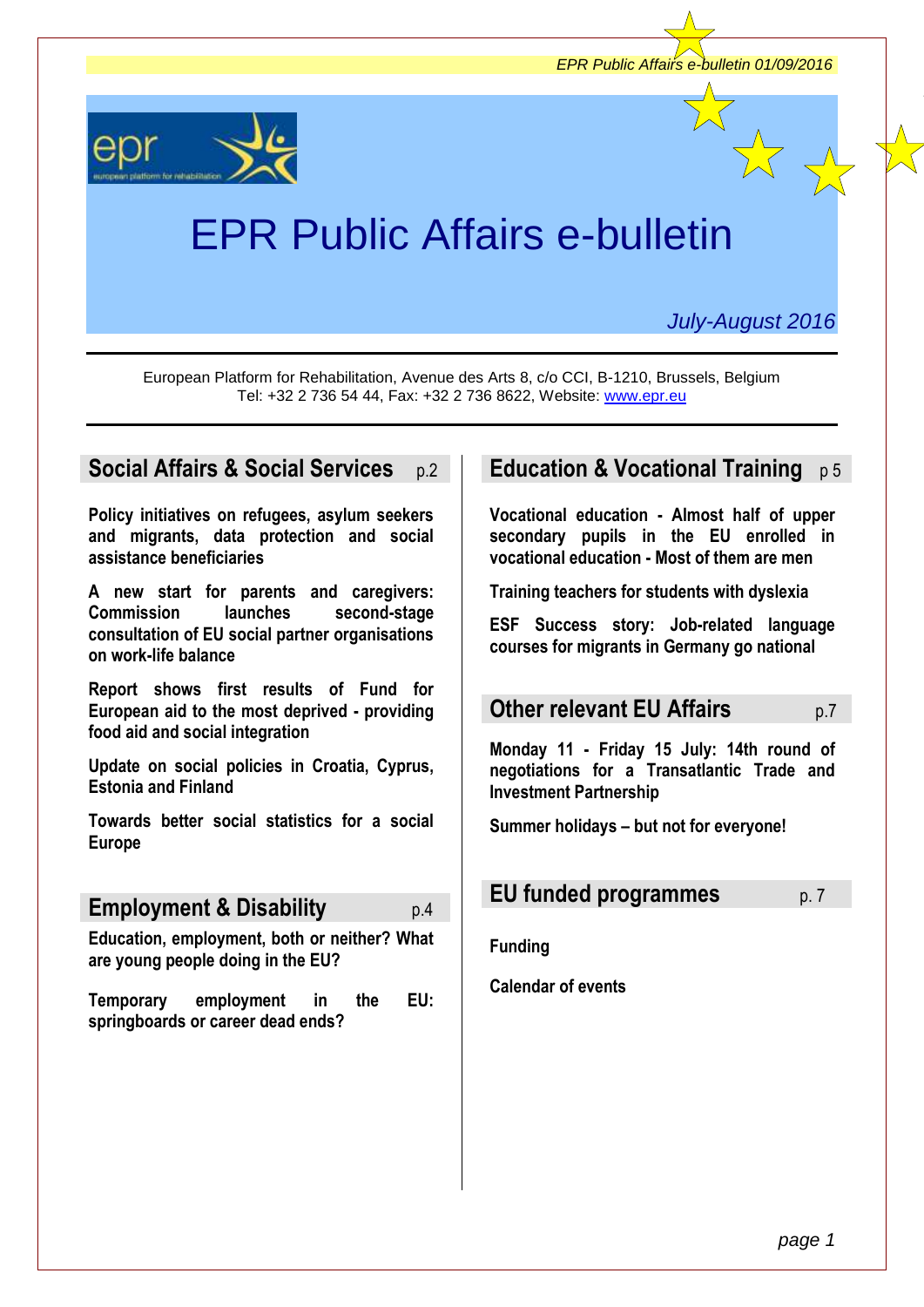EPR Public Affairs e-bulletin 01/09/2016

# EPR Public Affairs e-bulletin

*July-August 2016*

European Platform for Rehabilitation, Avenue des Arts 8, c/o CCI, B-1210, Brussels, Belgium
Tel: +32 2 736 54 44, Fax: +32 2 736 8622, Website: [www.epr.eu](http://www.epr.eu)

## Social Affairs & Social Services p.2

**Policy initiatives on refugees, asylum seekers and migrants, data protection and social assistance beneficiaries**

**A new start for parents and caregivers: Commission launches second-stage consultation of EU social partner organisations on work-life balance**

**Report shows first results of Fund for European aid to the most deprived - providing food aid and social integration**

**Update on social policies in Croatia, Cyprus, Estonia and Finland**

**Towards better social statistics for a social Europe**

## Employment & Disability p.4

**Education, employment, both or neither? What are young people doing in the EU?**

**Temporary employment in the EU: springboards or career dead ends?**

## Education & Vocational Training p 5

**Vocational education - Almost half of upper secondary pupils in the EU enrolled in vocational education - Most of them are men**

**Training teachers for students with dyslexia**

**ESF Success story: Job-related language courses for migrants in Germany go national**

## Other relevant EU Affairs p.7

**Monday 11 - Friday 15 July: 14th round of negotiations for a Transatlantic Trade and Investment Partnership**

**Summer holidays – but not for everyone!**

## EU funded programmes p. 7

**Funding**

**Calendar of events**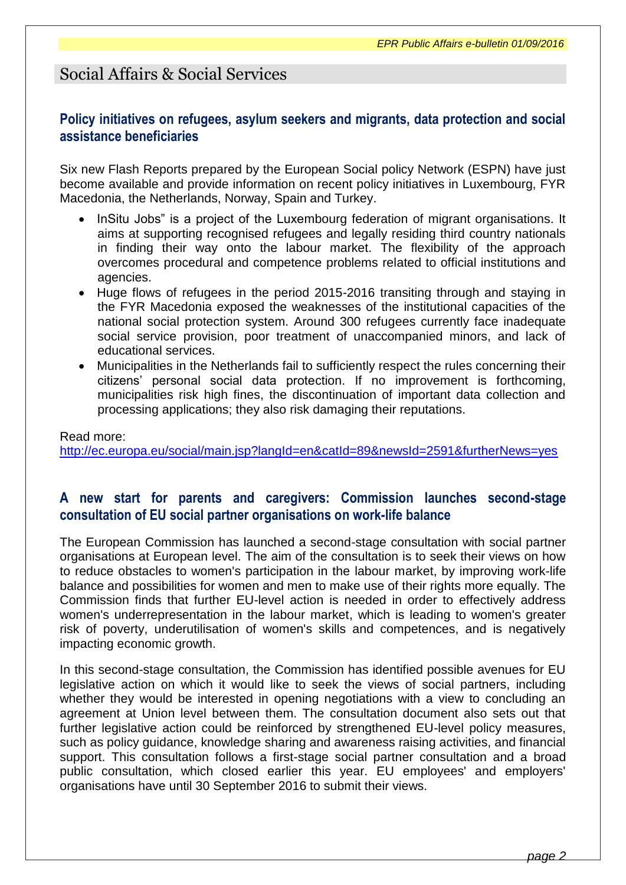# Social Affairs & Social Services

## Policy initiatives on refugees, asylum seekers and migrants, data protection and social assistance beneficiaries

Six new Flash Reports prepared by the European Social policy Network (ESPN) have just become available and provide information on recent policy initiatives in Luxembourg, FYR Macedonia, the Netherlands, Norway, Spain and Turkey.

- InSitu Jobs" is a project of the Luxembourg federation of migrant organisations. It aims at supporting recognised refugees and legally residing third country nationals in finding their way onto the labour market. The flexibility of the approach overcomes procedural and competence problems related to official institutions and agencies.
- Huge flows of refugees in the period 2015-2016 transiting through and staying in the FYR Macedonia exposed the weaknesses of the institutional capacities of the national social protection system. Around 300 refugees currently face inadequate social service provision, poor treatment of unaccompanied minors, and lack of educational services.
- Municipalities in the Netherlands fail to sufficiently respect the rules concerning their citizens' personal social data protection. If no improvement is forthcoming, municipalities risk high fines, the discontinuation of important data collection and processing applications; they also risk damaging their reputations.

Read more:
http://ec.europa.eu/social/main.jsp?langId=en&catId=89&newsId=2591&furtherNews=yes

## A new start for parents and caregivers: Commission launches second-stage consultation of EU social partner organisations on work-life balance

The European Commission has launched a second-stage consultation with social partner organisations at European level. The aim of the consultation is to seek their views on how to reduce obstacles to women's participation in the labour market, by improving work-life balance and possibilities for women and men to make use of their rights more equally. The Commission finds that further EU-level action is needed in order to effectively address women's underrepresentation in the labour market, which is leading to women's greater risk of poverty, underutilisation of women's skills and competences, and is negatively impacting economic growth.

In this second-stage consultation, the Commission has identified possible avenues for EU legislative action on which it would like to seek the views of social partners, including whether they would be interested in opening negotiations with a view to concluding an agreement at Union level between them. The consultation document also sets out that further legislative action could be reinforced by strengthened EU-level policy measures, such as policy guidance, knowledge sharing and awareness raising activities, and financial support. This consultation follows a first-stage social partner consultation and a broad public consultation, which closed earlier this year. EU employees' and employers' organisations have until 30 September 2016 to submit their views.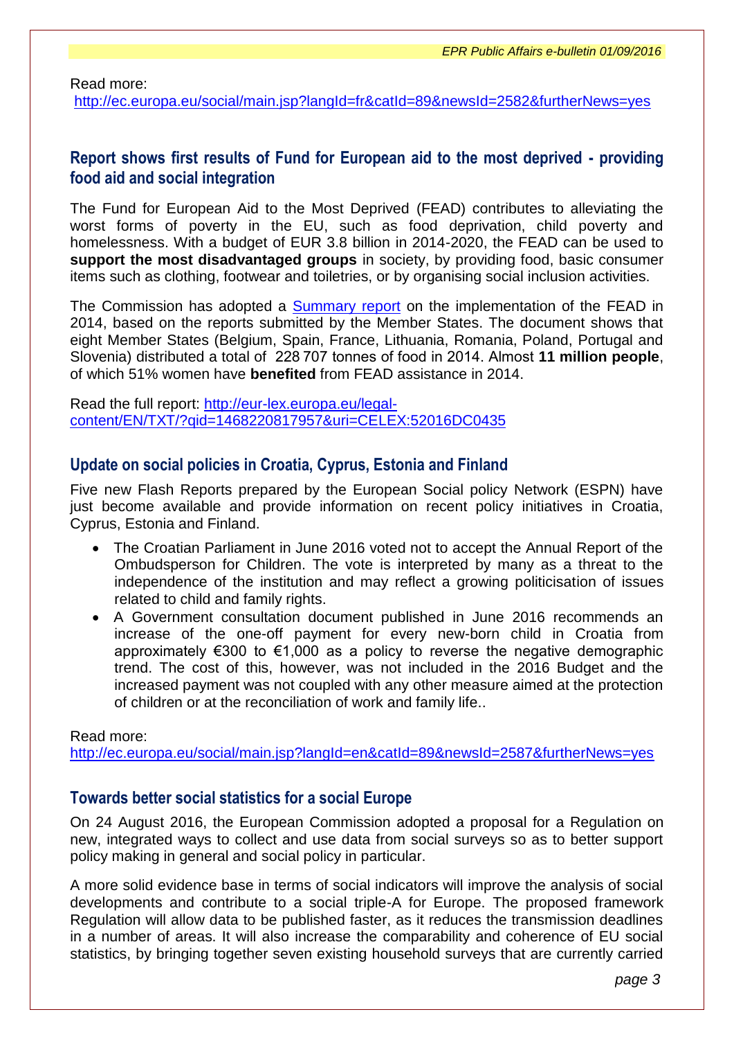Read more:
http://ec.europa.eu/social/main.jsp?langId=fr&catId=89&newsId=2582&furtherNews=yes

## Report shows first results of Fund for European aid to the most deprived - providing food aid and social integration

The Fund for European Aid to the Most Deprived (FEAD) contributes to alleviating the worst forms of poverty in the EU, such as food deprivation, child poverty and homelessness. With a budget of EUR 3.8 billion in 2014-2020, the FEAD can be used to **support the most disadvantaged groups** in society, by providing food, basic consumer items such as clothing, footwear and toiletries, or by organising social inclusion activities.

The Commission has adopted a Summary report on the implementation of the FEAD in 2014, based on the reports submitted by the Member States. The document shows that eight Member States (Belgium, Spain, France, Lithuania, Romania, Poland, Portugal and Slovenia) distributed a total of 228 707 tonnes of food in 2014. Almost **11 million people**, of which 51% women have **benefited** from FEAD assistance in 2014.

Read the full report: http://eur-lex.europa.eu/legal-content/EN/TXT/?qid=1468220817957&uri=CELEX:52016DC0435

## Update on social policies in Croatia, Cyprus, Estonia and Finland

Five new Flash Reports prepared by the European Social policy Network (ESPN) have just become available and provide information on recent policy initiatives in Croatia, Cyprus, Estonia and Finland.

- The Croatian Parliament in June 2016 voted not to accept the Annual Report of the Ombudsperson for Children. The vote is interpreted by many as a threat to the independence of the institution and may reflect a growing politicisation of issues related to child and family rights.
- A Government consultation document published in June 2016 recommends an increase of the one-off payment for every new-born child in Croatia from approximately €300 to €1,000 as a policy to reverse the negative demographic trend. The cost of this, however, was not included in the 2016 Budget and the increased payment was not coupled with any other measure aimed at the protection of children or at the reconciliation of work and family life..

Read more:
http://ec.europa.eu/social/main.jsp?langId=en&catId=89&newsId=2587&furtherNews=yes

## Towards better social statistics for a social Europe

On 24 August 2016, the European Commission adopted a proposal for a Regulation on new, integrated ways to collect and use data from social surveys so as to better support policy making in general and social policy in particular.

A more solid evidence base in terms of social indicators will improve the analysis of social developments and contribute to a social triple-A for Europe. The proposed framework Regulation will allow data to be published faster, as it reduces the transmission deadlines in a number of areas. It will also increase the comparability and coherence of EU social statistics, by bringing together seven existing household surveys that are currently carried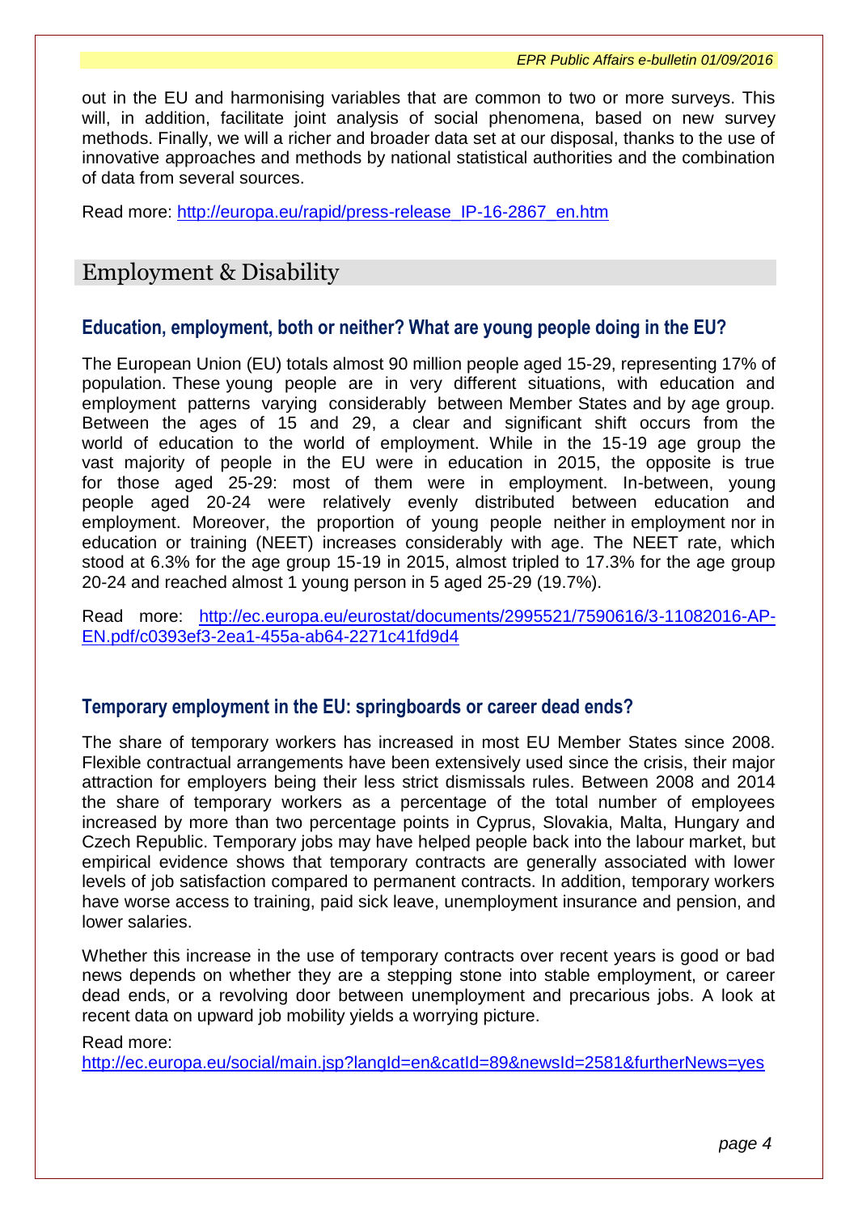out in the EU and harmonising variables that are common to two or more surveys. This will, in addition, facilitate joint analysis of social phenomena, based on new survey methods. Finally, we will a richer and broader data set at our disposal, thanks to the use of innovative approaches and methods by national statistical authorities and the combination of data from several sources.

Read more: http://europa.eu/rapid/press-release_IP-16-2867_en.htm

## Employment & Disability

### Education, employment, both or neither? What are young people doing in the EU?

The European Union (EU) totals almost 90 million people aged 15-29, representing 17% of population. These young people are in very different situations, with education and employment patterns varying considerably between Member States and by age group. Between the ages of 15 and 29, a clear and significant shift occurs from the world of education to the world of employment. While in the 15-19 age group the vast majority of people in the EU were in education in 2015, the opposite is true for those aged 25-29: most of them were in employment. In-between, young people aged 20-24 were relatively evenly distributed between education and employment. Moreover, the proportion of young people neither in employment nor in education or training (NEET) increases considerably with age. The NEET rate, which stood at 6.3% for the age group 15-19 in 2015, almost tripled to 17.3% for the age group 20-24 and reached almost 1 young person in 5 aged 25-29 (19.7%).

Read more: http://ec.europa.eu/eurostat/documents/2995521/7590616/3-11082016-AP-EN.pdf/c0393ef3-2ea1-455a-ab64-2271c41fd9d4

### Temporary employment in the EU: springboards or career dead ends?

The share of temporary workers has increased in most EU Member States since 2008. Flexible contractual arrangements have been extensively used since the crisis, their major attraction for employers being their less strict dismissals rules. Between 2008 and 2014 the share of temporary workers as a percentage of the total number of employees increased by more than two percentage points in Cyprus, Slovakia, Malta, Hungary and Czech Republic. Temporary jobs may have helped people back into the labour market, but empirical evidence shows that temporary contracts are generally associated with lower levels of job satisfaction compared to permanent contracts. In addition, temporary workers have worse access to training, paid sick leave, unemployment insurance and pension, and lower salaries.

Whether this increase in the use of temporary contracts over recent years is good or bad news depends on whether they are a stepping stone into stable employment, or career dead ends, or a revolving door between unemployment and precarious jobs. A look at recent data on upward job mobility yields a worrying picture.

Read more:
http://ec.europa.eu/social/main.jsp?langId=en&catId=89&newsId=2581&furtherNews=yes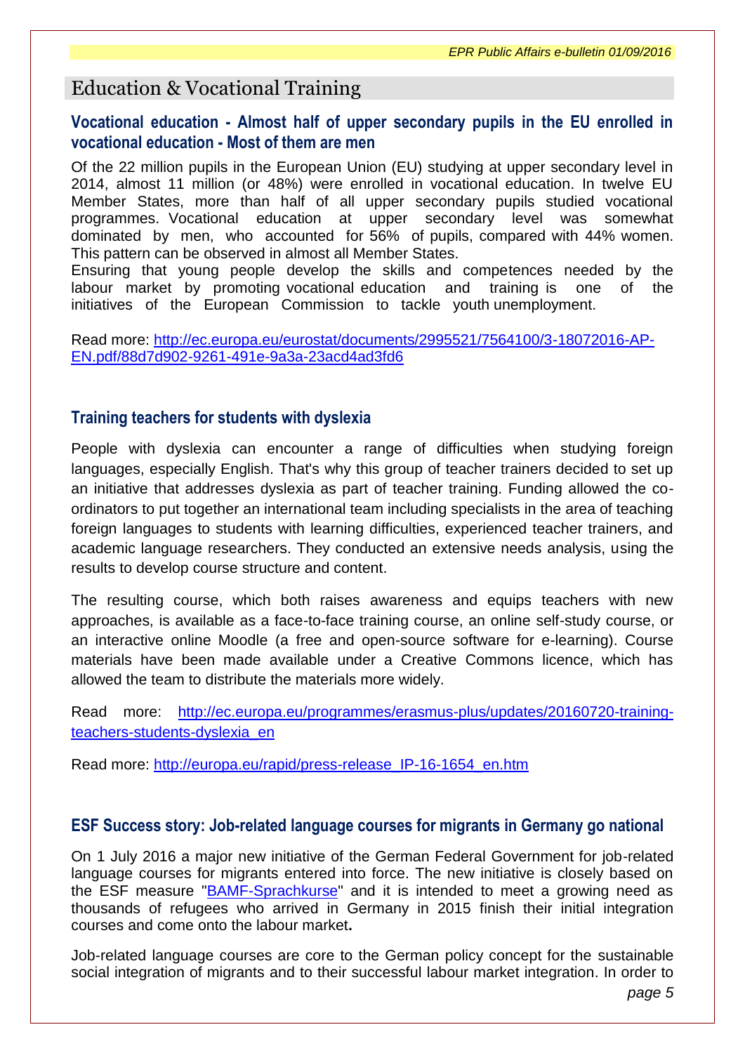## Education & Vocational Training

### Vocational education - Almost half of upper secondary pupils in the EU enrolled in vocational education - Most of them are men

Of the 22 million pupils in the European Union (EU) studying at upper secondary level in 2014, almost 11 million (or 48%) were enrolled in vocational education. In twelve EU Member States, more than half of all upper secondary pupils studied vocational programmes. Vocational education at upper secondary level was somewhat dominated by men, who accounted for 56% of pupils, compared with 44% women. This pattern can be observed in almost all Member States.

Ensuring that young people develop the skills and competences needed by the labour market by promoting vocational education and training is one of the initiatives of the European Commission to tackle youth unemployment.

Read more: [http://ec.europa.eu/eurostat/documents/2995521/7564100/3-18072016-AP-EN.pdf/88d7d902-9261-491e-9a3a-23acd4ad3fd6](http://ec.europa.eu/eurostat/documents/2995521/7564100/3-18072016-AP-EN.pdf/88d7d902-9261-491e-9a3a-23acd4ad3fd6)

### Training teachers for students with dyslexia

People with dyslexia can encounter a range of difficulties when studying foreign languages, especially English. That's why this group of teacher trainers decided to set up an initiative that addresses dyslexia as part of teacher training. Funding allowed the co-ordinators to put together an international team including specialists in the area of teaching foreign languages to students with learning difficulties, experienced teacher trainers, and academic language researchers. They conducted an extensive needs analysis, using the results to develop course structure and content.

The resulting course, which both raises awareness and equips teachers with new approaches, is available as a face-to-face training course, an online self-study course, or an interactive online Moodle (a free and open-source software for e-learning). Course materials have been made available under a Creative Commons licence, which has allowed the team to distribute the materials more widely.

Read more: [http://ec.europa.eu/programmes/erasmus-plus/updates/20160720-training-teachers-students-dyslexia_en](http://ec.europa.eu/programmes/erasmus-plus/updates/20160720-training-teachers-students-dyslexia_en)

Read more: [http://europa.eu/rapid/press-release_IP-16-1654_en.htm](http://europa.eu/rapid/press-release_IP-16-1654_en.htm)

### ESF Success story: Job-related language courses for migrants in Germany go national

On 1 July 2016 a major new initiative of the German Federal Government for job-related language courses for migrants entered into force. The new initiative is closely based on the ESF measure "BAMF-Sprachkurse" and it is intended to meet a growing need as thousands of refugees who arrived in Germany in 2015 finish their initial integration courses and come onto the labour market.

Job-related language courses are core to the German policy concept for the sustainable social integration of migrants and to their successful labour market integration. In order to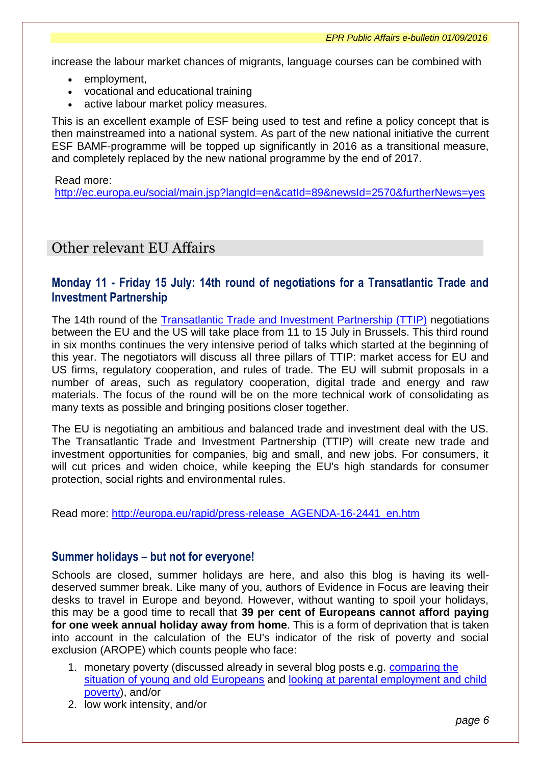increase the labour market chances of migrants, language courses can be combined with

- employment,
- vocational and educational training
- active labour market policy measures.

This is an excellent example of ESF being used to test and refine a policy concept that is then mainstreamed into a national system. As part of the new national initiative the current ESF BAMF-programme will be topped up significantly in 2016 as a transitional measure, and completely replaced by the new national programme by the end of 2017.

Read more:
[http://ec.europa.eu/social/main.jsp?langId=en&catId=89&newsId=2570&furtherNews=yes](http://ec.europa.eu/social/main.jsp?langId=en&catId=89&newsId=2570&furtherNews=yes)

## Other relevant EU Affairs

### Monday 11 - Friday 15 July: 14th round of negotiations for a Transatlantic Trade and Investment Partnership

The 14th round of the [Transatlantic Trade and Investment Partnership (TTIP)](#) negotiations between the EU and the US will take place from 11 to 15 July in Brussels. This third round in six months continues the very intensive period of talks which started at the beginning of this year. The negotiators will discuss all three pillars of TTIP: market access for EU and US firms, regulatory cooperation, and rules of trade. The EU will submit proposals in a number of areas, such as regulatory cooperation, digital trade and energy and raw materials. The focus of the round will be on the more technical work of consolidating as many texts as possible and bringing positions closer together.

The EU is negotiating an ambitious and balanced trade and investment deal with the US. The Transatlantic Trade and Investment Partnership (TTIP) will create new trade and investment opportunities for companies, big and small, and new jobs. For consumers, it will cut prices and widen choice, while keeping the EU's high standards for consumer protection, social rights and environmental rules.

Read more: [http://europa.eu/rapid/press-release_AGENDA-16-2441_en.htm](http://europa.eu/rapid/press-release_AGENDA-16-2441_en.htm)

### Summer holidays – but not for everyone!

Schools are closed, summer holidays are here, and also this blog is having its well-deserved summer break. Like many of you, authors of Evidence in Focus are leaving their desks to travel in Europe and beyond. However, without wanting to spoil your holidays, this may be a good time to recall that **39 per cent of Europeans cannot afford paying for one week annual holiday away from home**. This is a form of deprivation that is taken into account in the calculation of the EU's indicator of the risk of poverty and social exclusion (AROPE) which counts people who face:

1. monetary poverty (discussed already in several blog posts e.g. [comparing the situation of young and old Europeans](#) and [looking at parental employment and child poverty](#)), and/or
2. low work intensity, and/or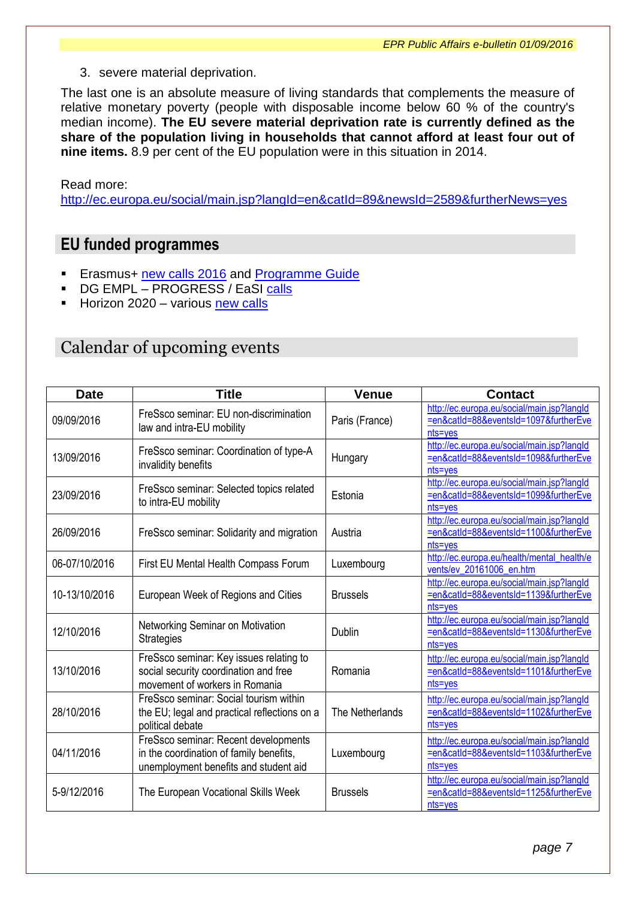3. severe material deprivation.

The last one is an absolute measure of living standards that complements the measure of relative monetary poverty (people with disposable income below 60 % of the country's median income). **The EU severe material deprivation rate is currently defined as the share of the population living in households that cannot afford at least four out of nine items.** 8.9 per cent of the EU population were in this situation in 2014.

Read more:
http://ec.europa.eu/social/main.jsp?langId=en&catId=89&newsId=2589&furtherNews=yes

## EU funded programmes

- Erasmus+ new calls 2016 and Programme Guide
- DG EMPL – PROGRESS / EaSI calls
- Horizon 2020 – various new calls

## Calendar of upcoming events

| Date | Title | Venue | Contact |
|---|---|---|---|
| 09/09/2016 | FreSsco seminar: EU non-discrimination law and intra-EU mobility | Paris (France) | http://ec.europa.eu/social/main.jsp?langId=en&catId=88&eventsId=1097&furtherEvents=yes |
| 13/09/2016 | FreSsco seminar: Coordination of type-A invalidity benefits | Hungary | http://ec.europa.eu/social/main.jsp?langId=en&catId=88&eventsId=1098&furtherEvents=yes |
| 23/09/2016 | FreSsco seminar: Selected topics related to intra-EU mobility | Estonia | http://ec.europa.eu/social/main.jsp?langId=en&catId=88&eventsId=1099&furtherEvents=yes |
| 26/09/2016 | FreSsco seminar: Solidarity and migration | Austria | http://ec.europa.eu/social/main.jsp?langId=en&catId=88&eventsId=1100&furtherEvents=yes |
| 06-07/10/2016 | First EU Mental Health Compass Forum | Luxembourg | http://ec.europa.eu/health/mental_health/events/ev_20161006_en.htm |
| 10-13/10/2016 | European Week of Regions and Cities | Brussels | http://ec.europa.eu/social/main.jsp?langId=en&catId=88&eventsId=1139&furtherEvents=yes |
| 12/10/2016 | Networking Seminar on Motivation Strategies | Dublin | http://ec.europa.eu/social/main.jsp?langId=en&catId=88&eventsId=1130&furtherEvents=yes |
| 13/10/2016 | FreSsco seminar: Key issues relating to social security coordination and free movement of workers in Romania | Romania | http://ec.europa.eu/social/main.jsp?langId=en&catId=88&eventsId=1101&furtherEvents=yes |
| 28/10/2016 | FreSsco seminar: Social tourism within the EU; legal and practical reflections on a political debate | The Netherlands | http://ec.europa.eu/social/main.jsp?langId=en&catId=88&eventsId=1102&furtherEvents=yes |
| 04/11/2016 | FreSsco seminar: Recent developments in the coordination of family benefits, unemployment benefits and student aid | Luxembourg | http://ec.europa.eu/social/main.jsp?langId=en&catId=88&eventsId=1103&furtherEvents=yes |
| 5-9/12/2016 | The European Vocational Skills Week | Brussels | http://ec.europa.eu/social/main.jsp?langId=en&catId=88&eventsId=1125&furtherEvents=yes |